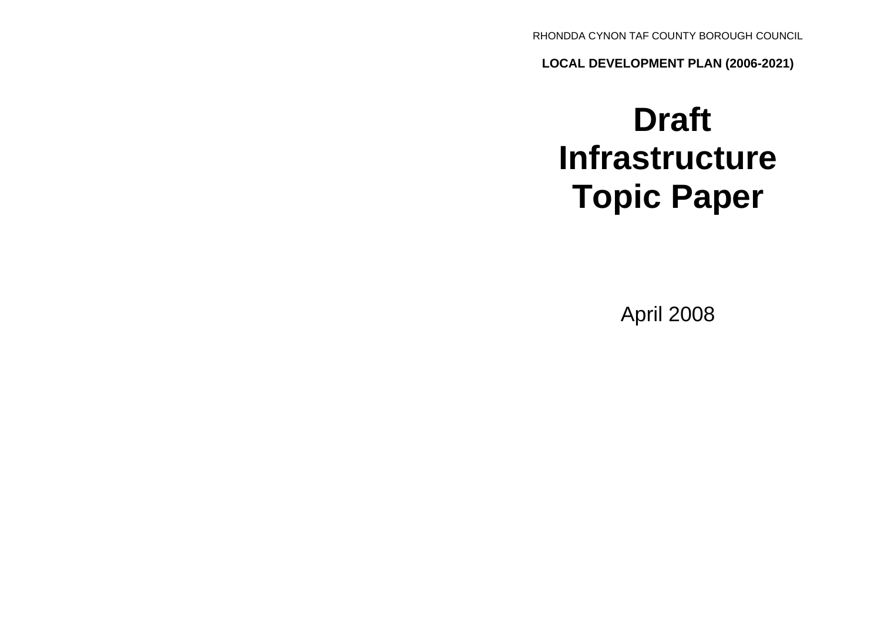RHONDDA CYNON TAF COUNTY BOROUGH COUNCIL

**LOCAL DEVELOPMENT PLAN (2006-2021)**

# Draft Infrastructure Topic Paper

April 2008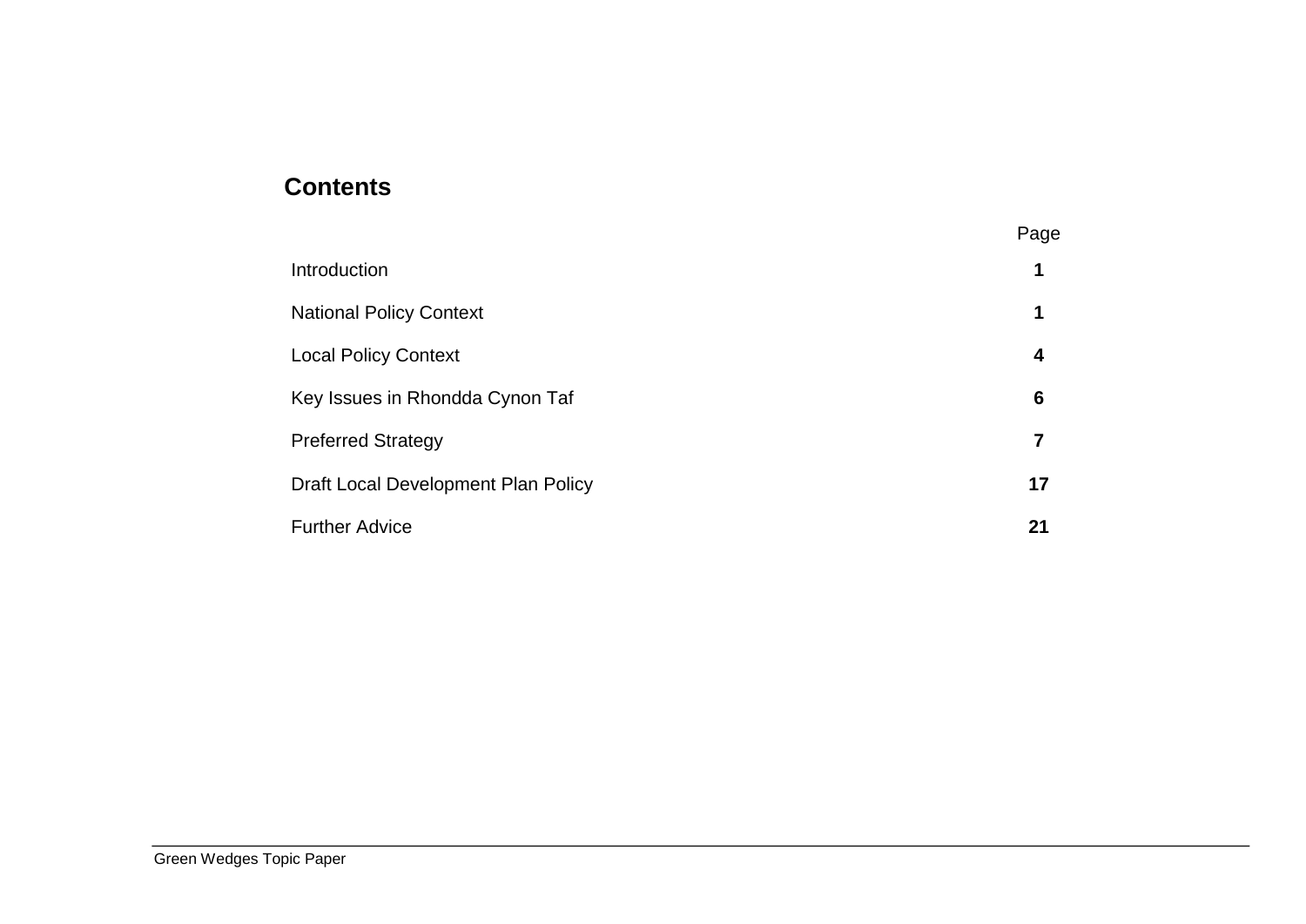## Contents

| | Page |
|---|---|
| Introduction | **1** |
| National Policy Context | **1** |
| Local Policy Context | **4** |
| Key Issues in Rhondda Cynon Taf | **6** |
| Preferred Strategy | **7** |
| Draft Local Development Plan Policy | **17** |
| Further Advice | **21** |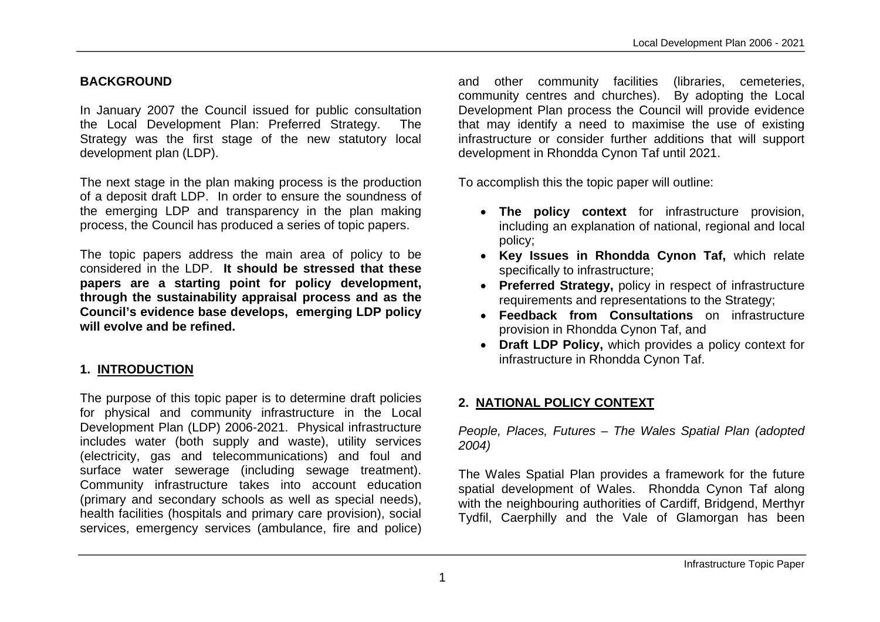## BACKGROUND

In January 2007 the Council issued for public consultation the Local Development Plan: Preferred Strategy. The Strategy was the first stage of the new statutory local development plan (LDP).

The next stage in the plan making process is the production of a deposit draft LDP. In order to ensure the soundness of the emerging LDP and transparency in the plan making process, the Council has produced a series of topic papers.

The topic papers address the main area of policy to be considered in the LDP. **It should be stressed that these papers are a starting point for policy development, through the sustainability appraisal process and as the Council's evidence base develops, emerging LDP policy will evolve and be refined.**

## 1. INTRODUCTION

The purpose of this topic paper is to determine draft policies for physical and community infrastructure in the Local Development Plan (LDP) 2006-2021. Physical infrastructure includes water (both supply and waste), utility services (electricity, gas and telecommunications) and foul and surface water sewerage (including sewage treatment). Community infrastructure takes into account education (primary and secondary schools as well as special needs), health facilities (hospitals and primary care provision), social services, emergency services (ambulance, fire and police) and other community facilities (libraries, cemeteries, community centres and churches). By adopting the Local Development Plan process the Council will provide evidence that may identify a need to maximise the use of existing infrastructure or consider further additions that will support development in Rhondda Cynon Taf until 2021.

To accomplish this the topic paper will outline:

- **The policy context** for infrastructure provision, including an explanation of national, regional and local policy;
- **Key Issues in Rhondda Cynon Taf,** which relate specifically to infrastructure;
- **Preferred Strategy,** policy in respect of infrastructure requirements and representations to the Strategy;
- **Feedback from Consultations** on infrastructure provision in Rhondda Cynon Taf, and
- **Draft LDP Policy,** which provides a policy context for infrastructure in Rhondda Cynon Taf.

## 2. NATIONAL POLICY CONTEXT

*People, Places, Futures – The Wales Spatial Plan (adopted 2004)*

The Wales Spatial Plan provides a framework for the future spatial development of Wales. Rhondda Cynon Taf along with the neighbouring authorities of Cardiff, Bridgend, Merthyr Tydfil, Caerphilly and the Vale of Glamorgan has been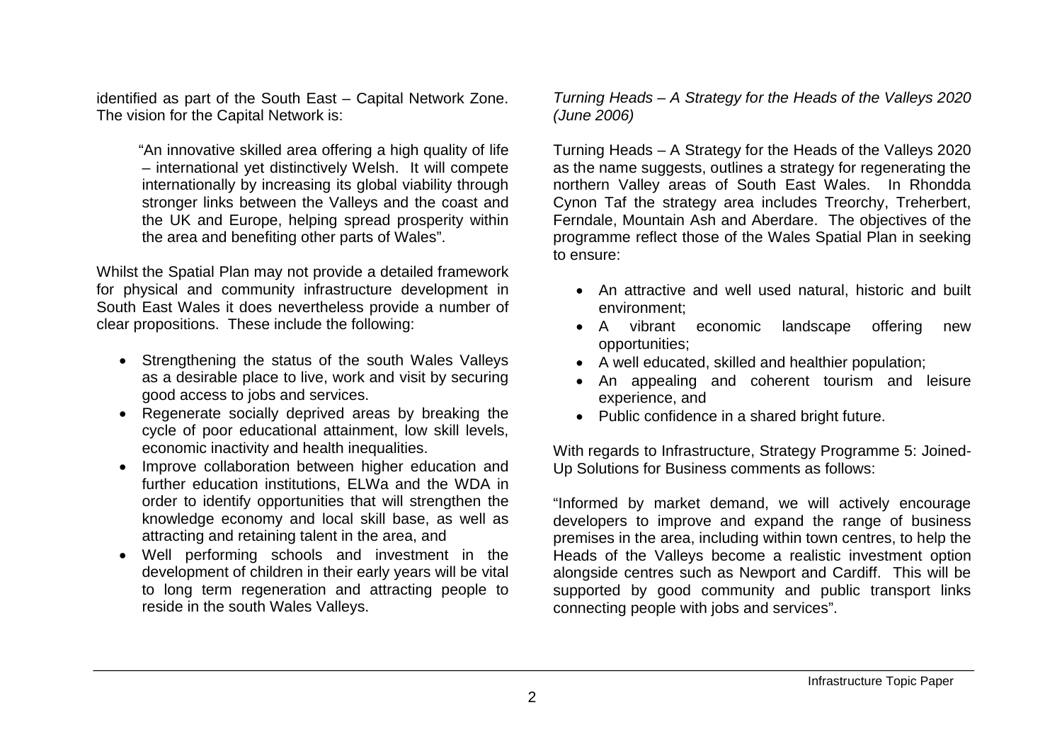identified as part of the South East – Capital Network Zone. The vision for the Capital Network is:

> "An innovative skilled area offering a high quality of life – international yet distinctively Welsh. It will compete internationally by increasing its global viability through stronger links between the Valleys and the coast and the UK and Europe, helping spread prosperity within the area and benefiting other parts of Wales".

Whilst the Spatial Plan may not provide a detailed framework for physical and community infrastructure development in South East Wales it does nevertheless provide a number of clear propositions. These include the following:

- Strengthening the status of the south Wales Valleys as a desirable place to live, work and visit by securing good access to jobs and services.
- Regenerate socially deprived areas by breaking the cycle of poor educational attainment, low skill levels, economic inactivity and health inequalities.
- Improve collaboration between higher education and further education institutions, ELWa and the WDA in order to identify opportunities that will strengthen the knowledge economy and local skill base, as well as attracting and retaining talent in the area, and
- Well performing schools and investment in the development of children in their early years will be vital to long term regeneration and attracting people to reside in the south Wales Valleys.

*Turning Heads – A Strategy for the Heads of the Valleys 2020 (June 2006)*

Turning Heads – A Strategy for the Heads of the Valleys 2020 as the name suggests, outlines a strategy for regenerating the northern Valley areas of South East Wales. In Rhondda Cynon Taf the strategy area includes Treorchy, Treherbert, Ferndale, Mountain Ash and Aberdare. The objectives of the programme reflect those of the Wales Spatial Plan in seeking to ensure:

- An attractive and well used natural, historic and built environment;
- A vibrant economic landscape offering new opportunities;
- A well educated, skilled and healthier population;
- An appealing and coherent tourism and leisure experience, and
- Public confidence in a shared bright future.

With regards to Infrastructure, Strategy Programme 5: Joined-Up Solutions for Business comments as follows:

"Informed by market demand, we will actively encourage developers to improve and expand the range of business premises in the area, including within town centres, to help the Heads of the Valleys become a realistic investment option alongside centres such as Newport and Cardiff. This will be supported by good community and public transport links connecting people with jobs and services".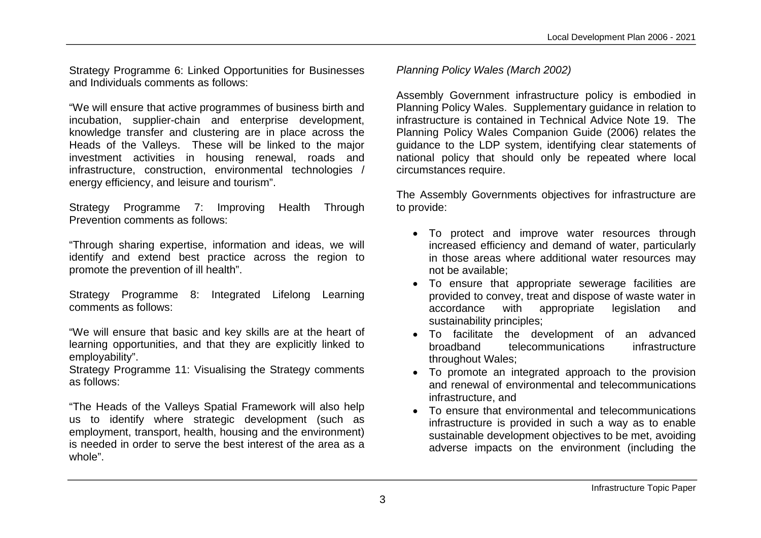Strategy Programme 6: Linked Opportunities for Businesses and Individuals comments as follows:

"We will ensure that active programmes of business birth and incubation, supplier-chain and enterprise development, knowledge transfer and clustering are in place across the Heads of the Valleys. These will be linked to the major investment activities in housing renewal, roads and infrastructure, construction, environmental technologies / energy efficiency, and leisure and tourism".

Strategy Programme 7: Improving Health Through Prevention comments as follows:

"Through sharing expertise, information and ideas, we will identify and extend best practice across the region to promote the prevention of ill health".

Strategy Programme 8: Integrated Lifelong Learning comments as follows:

"We will ensure that basic and key skills are at the heart of learning opportunities, and that they are explicitly linked to employability".

Strategy Programme 11: Visualising the Strategy comments as follows:

"The Heads of the Valleys Spatial Framework will also help us to identify where strategic development (such as employment, transport, health, housing and the environment) is needed in order to serve the best interest of the area as a whole".

*Planning Policy Wales (March 2002)*

Assembly Government infrastructure policy is embodied in Planning Policy Wales. Supplementary guidance in relation to infrastructure is contained in Technical Advice Note 19. The Planning Policy Wales Companion Guide (2006) relates the guidance to the LDP system, identifying clear statements of national policy that should only be repeated where local circumstances require.

The Assembly Governments objectives for infrastructure are to provide:

- To protect and improve water resources through increased efficiency and demand of water, particularly in those areas where additional water resources may not be available;
- To ensure that appropriate sewerage facilities are provided to convey, treat and dispose of waste water in accordance with appropriate legislation and sustainability principles;
- To facilitate the development of an advanced broadband telecommunications infrastructure throughout Wales;
- To promote an integrated approach to the provision and renewal of environmental and telecommunications infrastructure, and
- To ensure that environmental and telecommunications infrastructure is provided in such a way as to enable sustainable development objectives to be met, avoiding adverse impacts on the environment (including the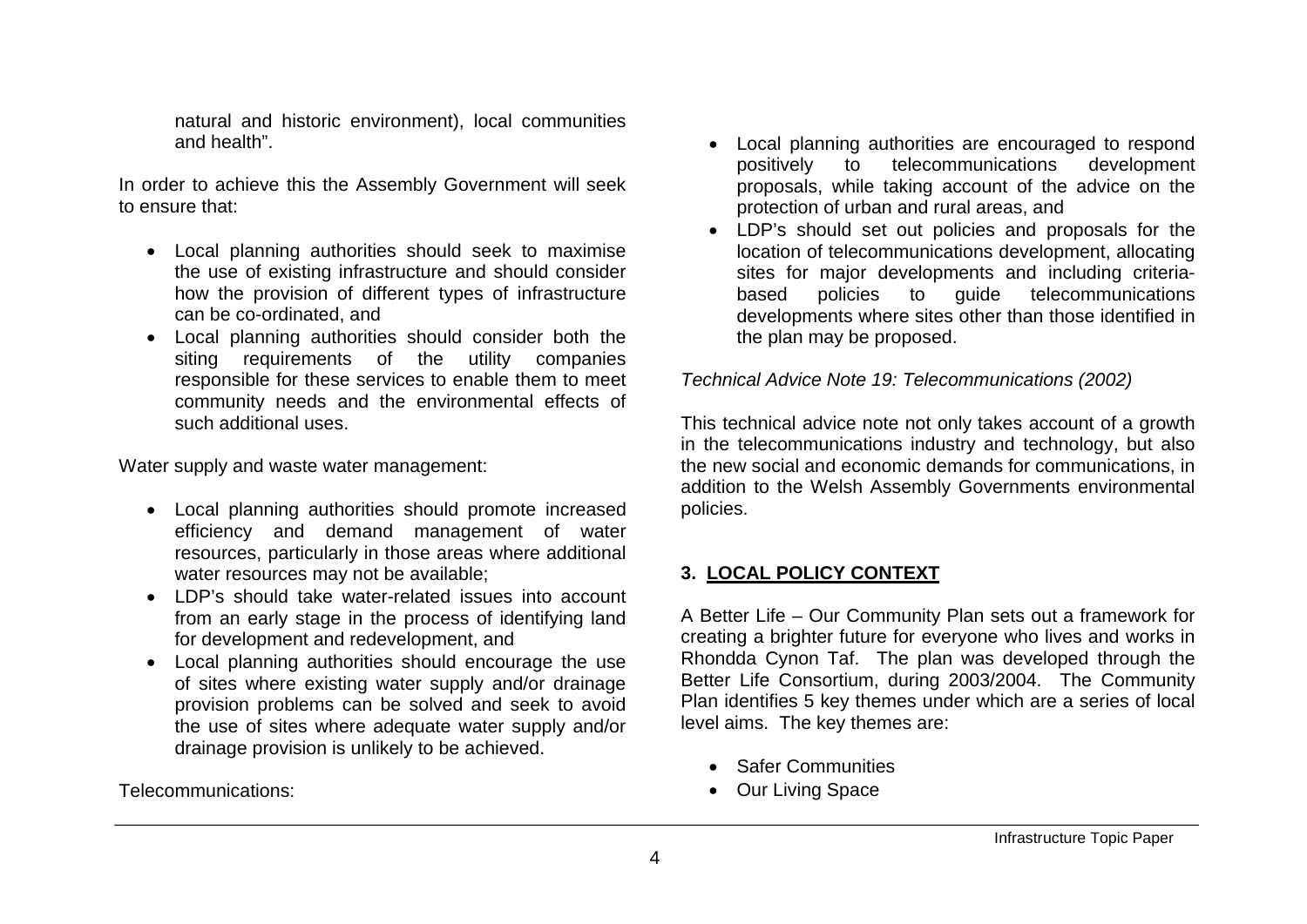natural and historic environment), local communities and health".

In order to achieve this the Assembly Government will seek to ensure that:

- Local planning authorities should seek to maximise the use of existing infrastructure and should consider how the provision of different types of infrastructure can be co-ordinated, and
- Local planning authorities should consider both the siting requirements of the utility companies responsible for these services to enable them to meet community needs and the environmental effects of such additional uses.

Water supply and waste water management:

- Local planning authorities should promote increased efficiency and demand management of water resources, particularly in those areas where additional water resources may not be available;
- LDP's should take water-related issues into account from an early stage in the process of identifying land for development and redevelopment, and
- Local planning authorities should encourage the use of sites where existing water supply and/or drainage provision problems can be solved and seek to avoid the use of sites where adequate water supply and/or drainage provision is unlikely to be achieved.

Telecommunications:

- Local planning authorities are encouraged to respond positively to telecommunications development proposals, while taking account of the advice on the protection of urban and rural areas, and
- LDP's should set out policies and proposals for the location of telecommunications development, allocating sites for major developments and including criteria-based policies to guide telecommunications developments where sites other than those identified in the plan may be proposed.

*Technical Advice Note 19: Telecommunications (2002)*

This technical advice note not only takes account of a growth in the telecommunications industry and technology, but also the new social and economic demands for communications, in addition to the Welsh Assembly Governments environmental policies.

## 3. LOCAL POLICY CONTEXT

A Better Life – Our Community Plan sets out a framework for creating a brighter future for everyone who lives and works in Rhondda Cynon Taf. The plan was developed through the Better Life Consortium, during 2003/2004. The Community Plan identifies 5 key themes under which are a series of local level aims. The key themes are:

- Safer Communities
- Our Living Space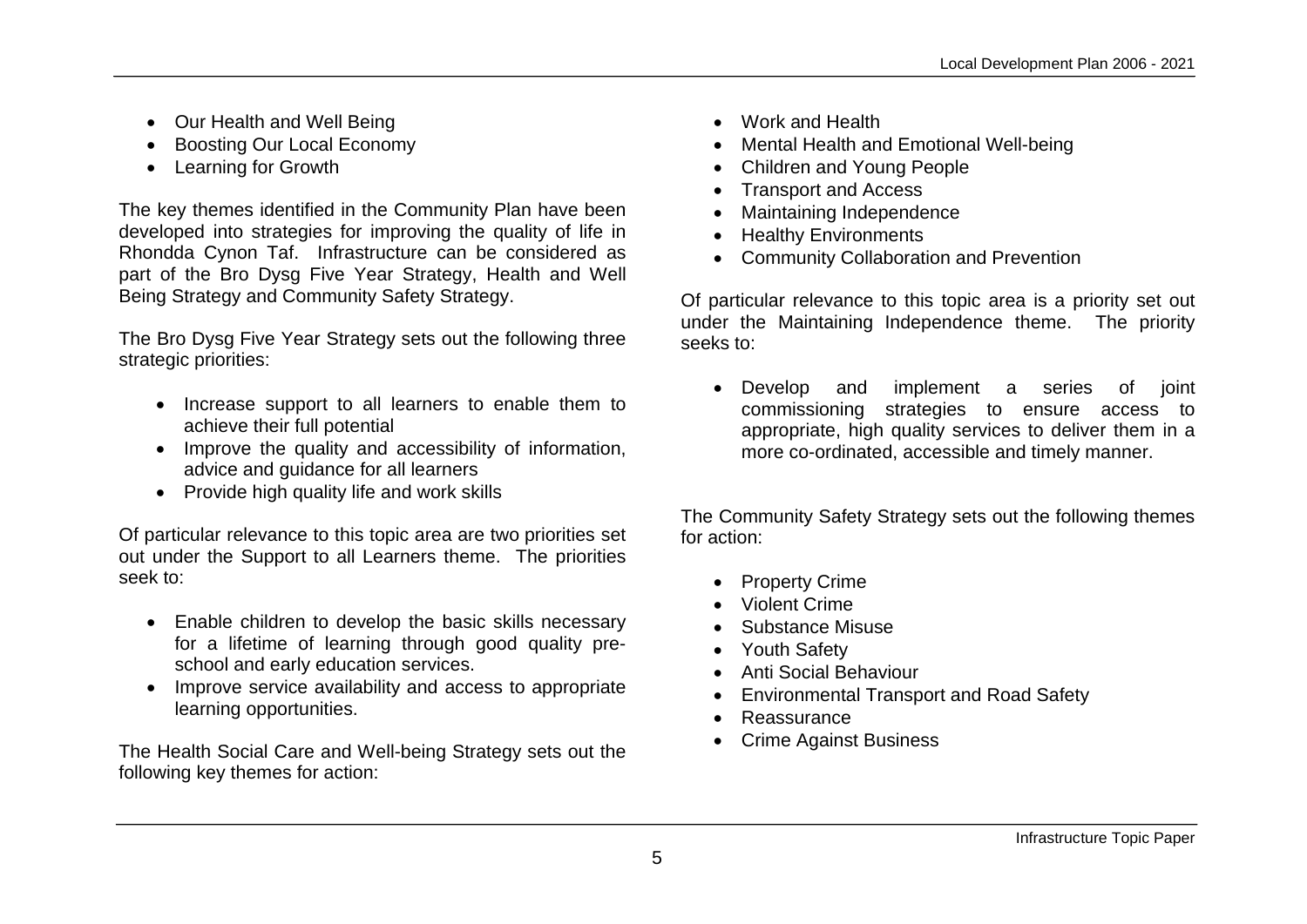- Our Health and Well Being
- Boosting Our Local Economy
- Learning for Growth

The key themes identified in the Community Plan have been developed into strategies for improving the quality of life in Rhondda Cynon Taf. Infrastructure can be considered as part of the Bro Dysg Five Year Strategy, Health and Well Being Strategy and Community Safety Strategy.

The Bro Dysg Five Year Strategy sets out the following three strategic priorities:

- Increase support to all learners to enable them to achieve their full potential
- Improve the quality and accessibility of information, advice and guidance for all learners
- Provide high quality life and work skills

Of particular relevance to this topic area are two priorities set out under the Support to all Learners theme. The priorities seek to:

- Enable children to develop the basic skills necessary for a lifetime of learning through good quality pre-school and early education services.
- Improve service availability and access to appropriate learning opportunities.

The Health Social Care and Well-being Strategy sets out the following key themes for action:

- Work and Health
- Mental Health and Emotional Well-being
- Children and Young People
- Transport and Access
- Maintaining Independence
- Healthy Environments
- Community Collaboration and Prevention

Of particular relevance to this topic area is a priority set out under the Maintaining Independence theme. The priority seeks to:

- Develop and implement a series of joint commissioning strategies to ensure access to appropriate, high quality services to deliver them in a more co-ordinated, accessible and timely manner.

The Community Safety Strategy sets out the following themes for action:

- Property Crime
- Violent Crime
- Substance Misuse
- Youth Safety
- Anti Social Behaviour
- Environmental Transport and Road Safety
- Reassurance
- Crime Against Business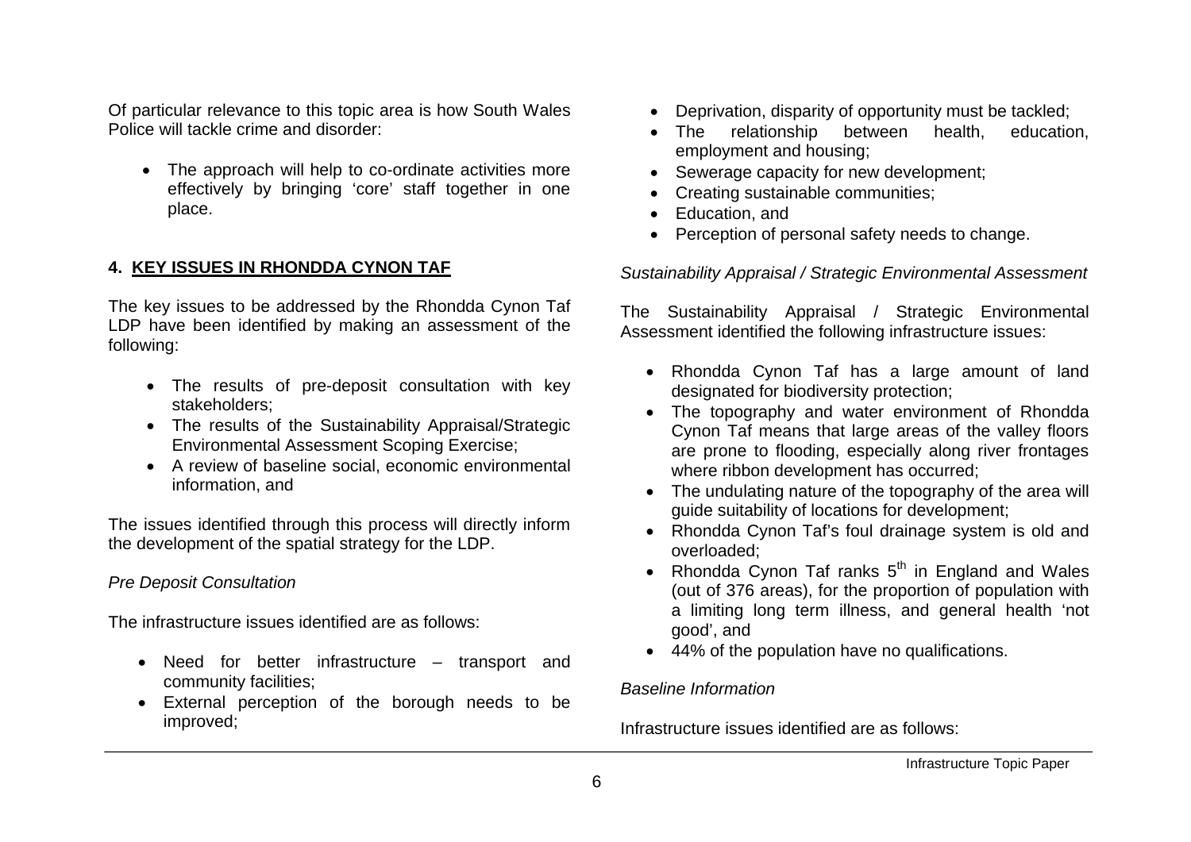Of particular relevance to this topic area is how South Wales Police will tackle crime and disorder:

- The approach will help to co-ordinate activities more effectively by bringing 'core' staff together in one place.

## 4. KEY ISSUES IN RHONDDA CYNON TAF

The key issues to be addressed by the Rhondda Cynon Taf LDP have been identified by making an assessment of the following:

- The results of pre-deposit consultation with key stakeholders;
- The results of the Sustainability Appraisal/Strategic Environmental Assessment Scoping Exercise;
- A review of baseline social, economic environmental information, and

The issues identified through this process will directly inform the development of the spatial strategy for the LDP.

*Pre Deposit Consultation*

The infrastructure issues identified are as follows:

- Need for better infrastructure – transport and community facilities;
- External perception of the borough needs to be improved;
- Deprivation, disparity of opportunity must be tackled;
- The relationship between health, education, employment and housing;
- Sewerage capacity for new development;
- Creating sustainable communities;
- Education, and
- Perception of personal safety needs to change.

*Sustainability Appraisal / Strategic Environmental Assessment*

The Sustainability Appraisal / Strategic Environmental Assessment identified the following infrastructure issues:

- Rhondda Cynon Taf has a large amount of land designated for biodiversity protection;
- The topography and water environment of Rhondda Cynon Taf means that large areas of the valley floors are prone to flooding, especially along river frontages where ribbon development has occurred;
- The undulating nature of the topography of the area will guide suitability of locations for development;
- Rhondda Cynon Taf's foul drainage system is old and overloaded;
- Rhondda Cynon Taf ranks 5th in England and Wales (out of 376 areas), for the proportion of population with a limiting long term illness, and general health 'not good', and
- 44% of the population have no qualifications.

*Baseline Information*

Infrastructure issues identified are as follows: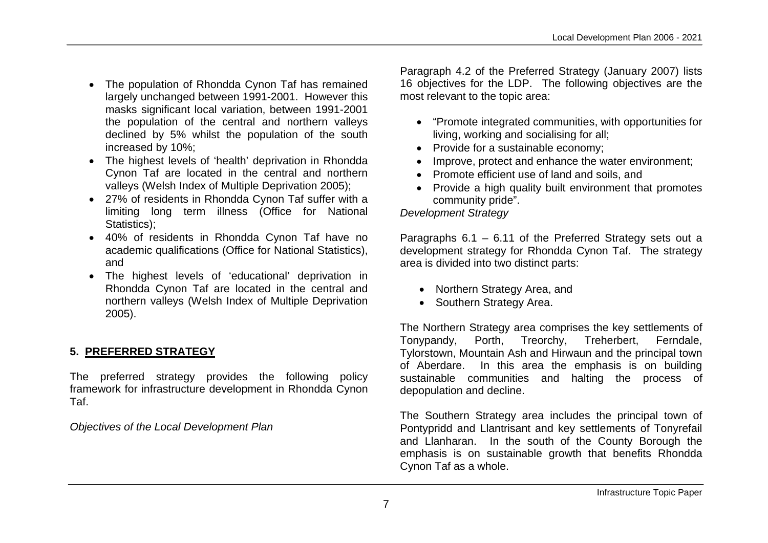- The population of Rhondda Cynon Taf has remained largely unchanged between 1991-2001. However this masks significant local variation, between 1991-2001 the population of the central and northern valleys declined by 5% whilst the population of the south increased by 10%;
- The highest levels of 'health' deprivation in Rhondda Cynon Taf are located in the central and northern valleys (Welsh Index of Multiple Deprivation 2005);
- 27% of residents in Rhondda Cynon Taf suffer with a limiting long term illness (Office for National Statistics);
- 40% of residents in Rhondda Cynon Taf have no academic qualifications (Office for National Statistics), and
- The highest levels of 'educational' deprivation in Rhondda Cynon Taf are located in the central and northern valleys (Welsh Index of Multiple Deprivation 2005).

## 5. PREFERRED STRATEGY

The preferred strategy provides the following policy framework for infrastructure development in Rhondda Cynon Taf.

*Objectives of the Local Development Plan*

Paragraph 4.2 of the Preferred Strategy (January 2007) lists 16 objectives for the LDP. The following objectives are the most relevant to the topic area:

- "Promote integrated communities, with opportunities for living, working and socialising for all;
- Provide for a sustainable economy;
- Improve, protect and enhance the water environment;
- Promote efficient use of land and soils, and
- Provide a high quality built environment that promotes community pride".

*Development Strategy*

Paragraphs 6.1 – 6.11 of the Preferred Strategy sets out a development strategy for Rhondda Cynon Taf. The strategy area is divided into two distinct parts:

- Northern Strategy Area, and
- Southern Strategy Area.

The Northern Strategy area comprises the key settlements of Tonypandy, Porth, Treorchy, Treherbert, Ferndale, Tylorstown, Mountain Ash and Hirwaun and the principal town of Aberdare. In this area the emphasis is on building sustainable communities and halting the process of depopulation and decline.

The Southern Strategy area includes the principal town of Pontypridd and Llantrisant and key settlements of Tonyrefail and Llanharan. In the south of the County Borough the emphasis is on sustainable growth that benefits Rhondda Cynon Taf as a whole.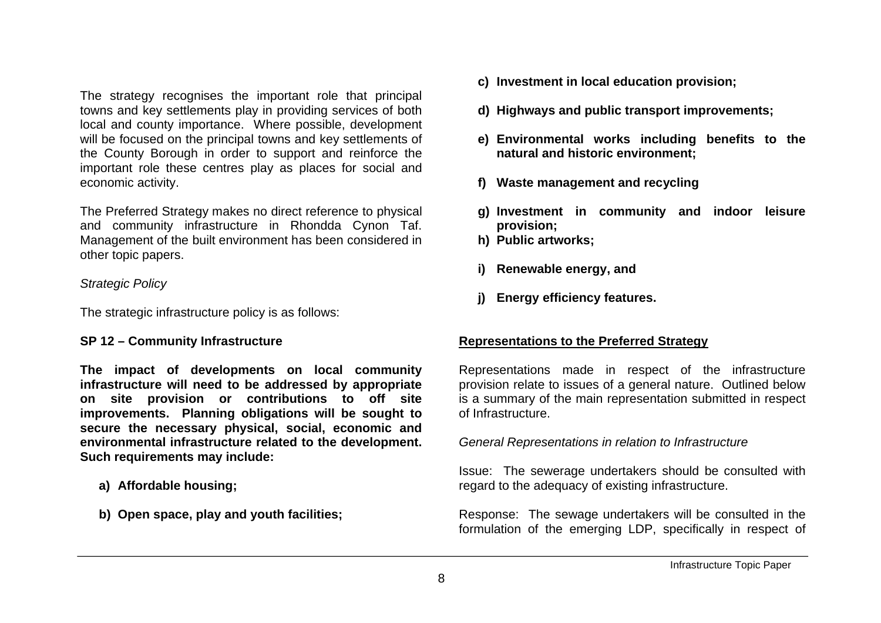The strategy recognises the important role that principal towns and key settlements play in providing services of both local and county importance. Where possible, development will be focused on the principal towns and key settlements of the County Borough in order to support and reinforce the important role these centres play as places for social and economic activity.

The Preferred Strategy makes no direct reference to physical and community infrastructure in Rhondda Cynon Taf. Management of the built environment has been considered in other topic papers.

*Strategic Policy*

The strategic infrastructure policy is as follows:

**SP 12 – Community Infrastructure**

**The impact of developments on local community infrastructure will need to be addressed by appropriate on site provision or contributions to off site improvements. Planning obligations will be sought to secure the necessary physical, social, economic and environmental infrastructure related to the development. Such requirements may include:**

**a) Affordable housing;**

**b) Open space, play and youth facilities;**

**c) Investment in local education provision;**

**d) Highways and public transport improvements;**

**e) Environmental works including benefits to the natural and historic environment;**

**f) Waste management and recycling**

**g) Investment in community and indoor leisure provision;**

**h) Public artworks;**

**i) Renewable energy, and**

**j) Energy efficiency features.**

## Representations to the Preferred Strategy

Representations made in respect of the infrastructure provision relate to issues of a general nature. Outlined below is a summary of the main representation submitted in respect of Infrastructure.

*General Representations in relation to Infrastructure*

Issue: The sewerage undertakers should be consulted with regard to the adequacy of existing infrastructure.

Response: The sewage undertakers will be consulted in the formulation of the emerging LDP, specifically in respect of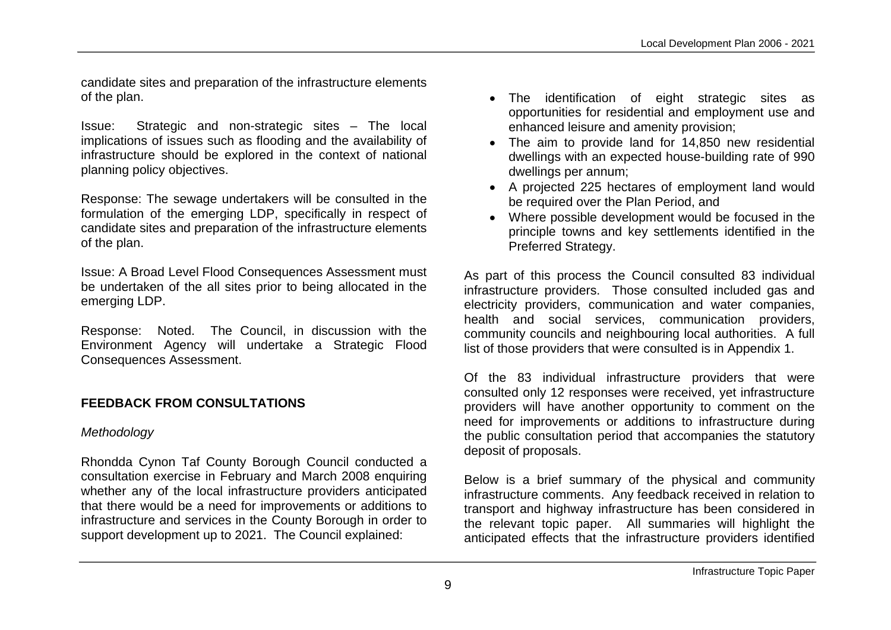candidate sites and preparation of the infrastructure elements of the plan.

Issue: Strategic and non-strategic sites – The local implications of issues such as flooding and the availability of infrastructure should be explored in the context of national planning policy objectives.

Response: The sewage undertakers will be consulted in the formulation of the emerging LDP, specifically in respect of candidate sites and preparation of the infrastructure elements of the plan.

Issue: A Broad Level Flood Consequences Assessment must be undertaken of the all sites prior to being allocated in the emerging LDP.

Response: Noted. The Council, in discussion with the Environment Agency will undertake a Strategic Flood Consequences Assessment.

## FEEDBACK FROM CONSULTATIONS

*Methodology*

Rhondda Cynon Taf County Borough Council conducted a consultation exercise in February and March 2008 enquiring whether any of the local infrastructure providers anticipated that there would be a need for improvements or additions to infrastructure and services in the County Borough in order to support development up to 2021. The Council explained:

- The identification of eight strategic sites as opportunities for residential and employment use and enhanced leisure and amenity provision;
- The aim to provide land for 14,850 new residential dwellings with an expected house-building rate of 990 dwellings per annum;
- A projected 225 hectares of employment land would be required over the Plan Period, and
- Where possible development would be focused in the principle towns and key settlements identified in the Preferred Strategy.

As part of this process the Council consulted 83 individual infrastructure providers. Those consulted included gas and electricity providers, communication and water companies, health and social services, communication providers, community councils and neighbouring local authorities. A full list of those providers that were consulted is in Appendix 1.

Of the 83 individual infrastructure providers that were consulted only 12 responses were received, yet infrastructure providers will have another opportunity to comment on the need for improvements or additions to infrastructure during the public consultation period that accompanies the statutory deposit of proposals.

Below is a brief summary of the physical and community infrastructure comments. Any feedback received in relation to transport and highway infrastructure has been considered in the relevant topic paper. All summaries will highlight the anticipated effects that the infrastructure providers identified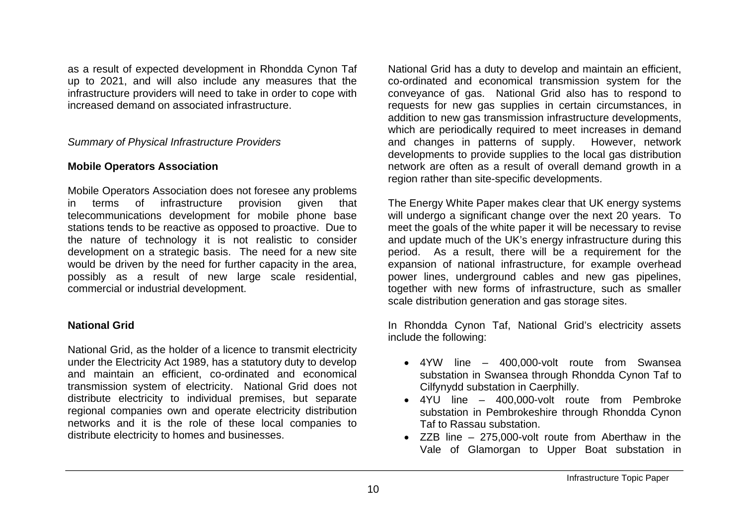as a result of expected development in Rhondda Cynon Taf up to 2021, and will also include any measures that the infrastructure providers will need to take in order to cope with increased demand on associated infrastructure.

*Summary of Physical Infrastructure Providers*

**Mobile Operators Association**

Mobile Operators Association does not foresee any problems in terms of infrastructure provision given that telecommunications development for mobile phone base stations tends to be reactive as opposed to proactive. Due to the nature of technology it is not realistic to consider development on a strategic basis. The need for a new site would be driven by the need for further capacity in the area, possibly as a result of new large scale residential, commercial or industrial development.

**National Grid**

National Grid, as the holder of a licence to transmit electricity under the Electricity Act 1989, has a statutory duty to develop and maintain an efficient, co-ordinated and economical transmission system of electricity. National Grid does not distribute electricity to individual premises, but separate regional companies own and operate electricity distribution networks and it is the role of these local companies to distribute electricity to homes and businesses.

National Grid has a duty to develop and maintain an efficient, co-ordinated and economical transmission system for the conveyance of gas. National Grid also has to respond to requests for new gas supplies in certain circumstances, in addition to new gas transmission infrastructure developments, which are periodically required to meet increases in demand and changes in patterns of supply. However, network developments to provide supplies to the local gas distribution network are often as a result of overall demand growth in a region rather than site-specific developments.

The Energy White Paper makes clear that UK energy systems will undergo a significant change over the next 20 years. To meet the goals of the white paper it will be necessary to revise and update much of the UK's energy infrastructure during this period. As a result, there will be a requirement for the expansion of national infrastructure, for example overhead power lines, underground cables and new gas pipelines, together with new forms of infrastructure, such as smaller scale distribution generation and gas storage sites.

In Rhondda Cynon Taf, National Grid's electricity assets include the following:

- 4YW line – 400,000-volt route from Swansea substation in Swansea through Rhondda Cynon Taf to Cilfynydd substation in Caerphilly.
- 4YU line – 400,000-volt route from Pembroke substation in Pembrokeshire through Rhondda Cynon Taf to Rassau substation.
- ZZB line – 275,000-volt route from Aberthaw in the Vale of Glamorgan to Upper Boat substation in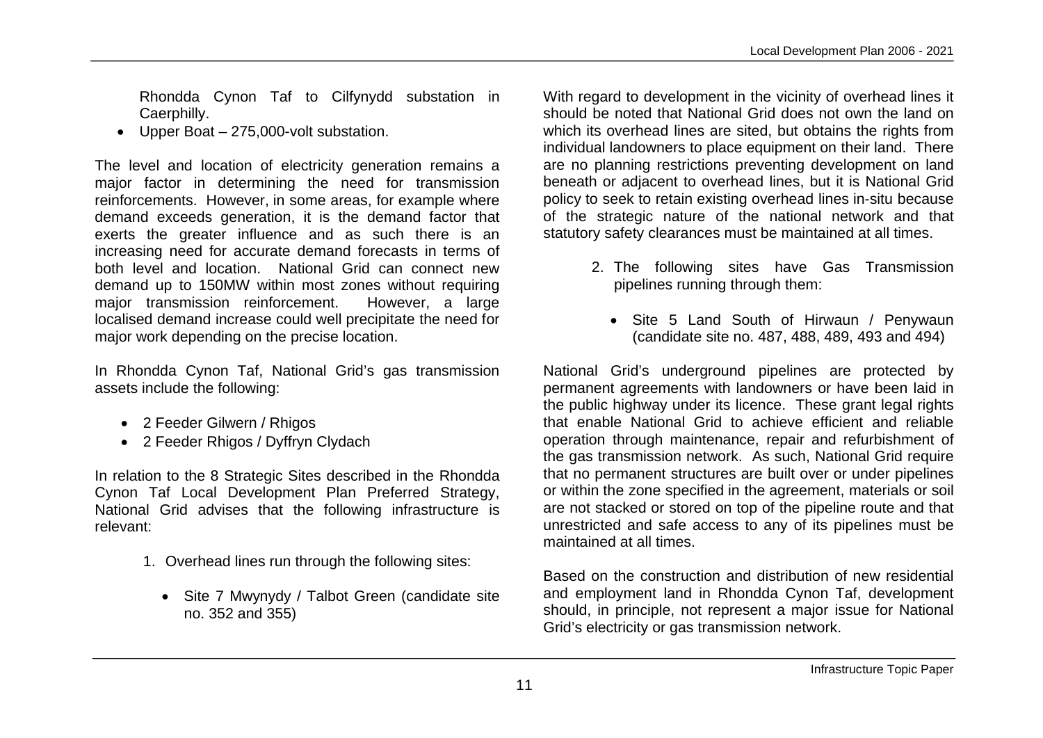Rhondda Cynon Taf to Cilfynydd substation in Caerphilly.

- Upper Boat – 275,000-volt substation.

The level and location of electricity generation remains a major factor in determining the need for transmission reinforcements. However, in some areas, for example where demand exceeds generation, it is the demand factor that exerts the greater influence and as such there is an increasing need for accurate demand forecasts in terms of both level and location. National Grid can connect new demand up to 150MW within most zones without requiring major transmission reinforcement. However, a large localised demand increase could well precipitate the need for major work depending on the precise location.

In Rhondda Cynon Taf, National Grid's gas transmission assets include the following:

- 2 Feeder Gilwern / Rhigos
- 2 Feeder Rhigos / Dyffryn Clydach

In relation to the 8 Strategic Sites described in the Rhondda Cynon Taf Local Development Plan Preferred Strategy, National Grid advises that the following infrastructure is relevant:

1. Overhead lines run through the following sites:
    - Site 7 Mwynydy / Talbot Green (candidate site no. 352 and 355)

With regard to development in the vicinity of overhead lines it should be noted that National Grid does not own the land on which its overhead lines are sited, but obtains the rights from individual landowners to place equipment on their land. There are no planning restrictions preventing development on land beneath or adjacent to overhead lines, but it is National Grid policy to seek to retain existing overhead lines in-situ because of the strategic nature of the national network and that statutory safety clearances must be maintained at all times.

2. The following sites have Gas Transmission pipelines running through them:
    - Site 5 Land South of Hirwaun / Penywaun (candidate site no. 487, 488, 489, 493 and 494)

National Grid's underground pipelines are protected by permanent agreements with landowners or have been laid in the public highway under its licence. These grant legal rights that enable National Grid to achieve efficient and reliable operation through maintenance, repair and refurbishment of the gas transmission network. As such, National Grid require that no permanent structures are built over or under pipelines or within the zone specified in the agreement, materials or soil are not stacked or stored on top of the pipeline route and that unrestricted and safe access to any of its pipelines must be maintained at all times.

Based on the construction and distribution of new residential and employment land in Rhondda Cynon Taf, development should, in principle, not represent a major issue for National Grid's electricity or gas transmission network.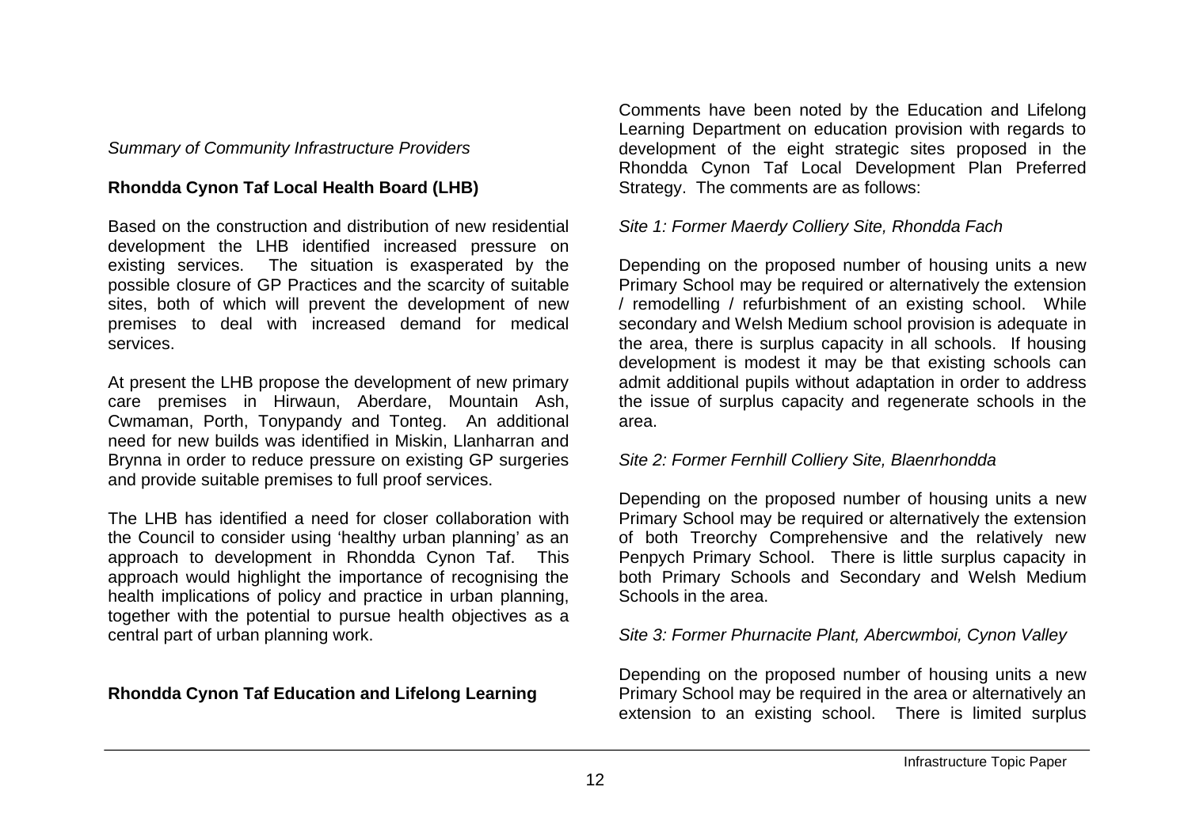*Summary of Community Infrastructure Providers*

**Rhondda Cynon Taf Local Health Board (LHB)**

Based on the construction and distribution of new residential development the LHB identified increased pressure on existing services. The situation is exasperated by the possible closure of GP Practices and the scarcity of suitable sites, both of which will prevent the development of new premises to deal with increased demand for medical services.

At present the LHB propose the development of new primary care premises in Hirwaun, Aberdare, Mountain Ash, Cwmaman, Porth, Tonypandy and Tonteg. An additional need for new builds was identified in Miskin, Llanharran and Brynna in order to reduce pressure on existing GP surgeries and provide suitable premises to full proof services.

The LHB has identified a need for closer collaboration with the Council to consider using 'healthy urban planning' as an approach to development in Rhondda Cynon Taf. This approach would highlight the importance of recognising the health implications of policy and practice in urban planning, together with the potential to pursue health objectives as a central part of urban planning work.

**Rhondda Cynon Taf Education and Lifelong Learning**

Comments have been noted by the Education and Lifelong Learning Department on education provision with regards to development of the eight strategic sites proposed in the Rhondda Cynon Taf Local Development Plan Preferred Strategy. The comments are as follows:

*Site 1: Former Maerdy Colliery Site, Rhondda Fach*

Depending on the proposed number of housing units a new Primary School may be required or alternatively the extension / remodelling / refurbishment of an existing school. While secondary and Welsh Medium school provision is adequate in the area, there is surplus capacity in all schools. If housing development is modest it may be that existing schools can admit additional pupils without adaptation in order to address the issue of surplus capacity and regenerate schools in the area.

*Site 2: Former Fernhill Colliery Site, Blaenrhondda*

Depending on the proposed number of housing units a new Primary School may be required or alternatively the extension of both Treorchy Comprehensive and the relatively new Penpych Primary School. There is little surplus capacity in both Primary Schools and Secondary and Welsh Medium Schools in the area.

*Site 3: Former Phurnacite Plant, Abercwmboi, Cynon Valley*

Depending on the proposed number of housing units a new Primary School may be required in the area or alternatively an extension to an existing school. There is limited surplus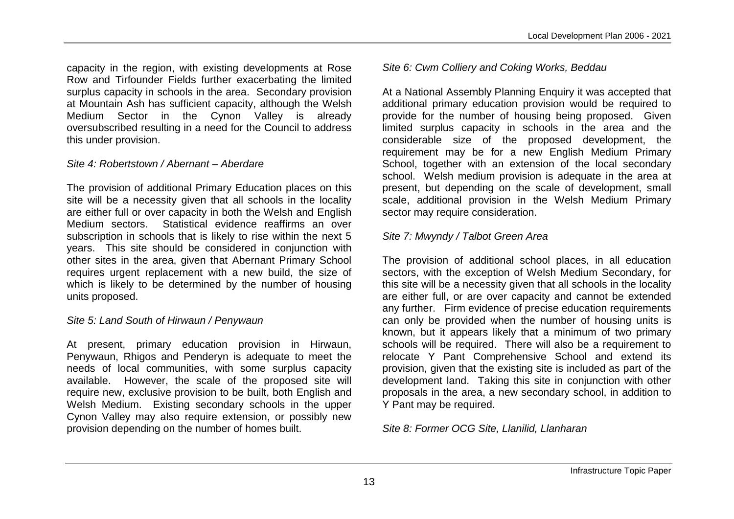capacity in the region, with existing developments at Rose Row and Tirfounder Fields further exacerbating the limited surplus capacity in schools in the area. Secondary provision at Mountain Ash has sufficient capacity, although the Welsh Medium Sector in the Cynon Valley is already oversubscribed resulting in a need for the Council to address this under provision.

*Site 4: Robertstown / Abernant – Aberdare*

The provision of additional Primary Education places on this site will be a necessity given that all schools in the locality are either full or over capacity in both the Welsh and English Medium sectors. Statistical evidence reaffirms an over subscription in schools that is likely to rise within the next 5 years. This site should be considered in conjunction with other sites in the area, given that Abernant Primary School requires urgent replacement with a new build, the size of which is likely to be determined by the number of housing units proposed.

*Site 5: Land South of Hirwaun / Penywaun*

At present, primary education provision in Hirwaun, Penywaun, Rhigos and Penderyn is adequate to meet the needs of local communities, with some surplus capacity available. However, the scale of the proposed site will require new, exclusive provision to be built, both English and Welsh Medium. Existing secondary schools in the upper Cynon Valley may also require extension, or possibly new provision depending on the number of homes built.

*Site 6: Cwm Colliery and Coking Works, Beddau*

At a National Assembly Planning Enquiry it was accepted that additional primary education provision would be required to provide for the number of housing being proposed. Given limited surplus capacity in schools in the area and the considerable size of the proposed development, the requirement may be for a new English Medium Primary School, together with an extension of the local secondary school. Welsh medium provision is adequate in the area at present, but depending on the scale of development, small scale, additional provision in the Welsh Medium Primary sector may require consideration.

*Site 7: Mwyndy / Talbot Green Area*

The provision of additional school places, in all education sectors, with the exception of Welsh Medium Secondary, for this site will be a necessity given that all schools in the locality are either full, or are over capacity and cannot be extended any further. Firm evidence of precise education requirements can only be provided when the number of housing units is known, but it appears likely that a minimum of two primary schools will be required. There will also be a requirement to relocate Y Pant Comprehensive School and extend its provision, given that the existing site is included as part of the development land. Taking this site in conjunction with other proposals in the area, a new secondary school, in addition to Y Pant may be required.

*Site 8: Former OCG Site, Llanilid, Llanharan*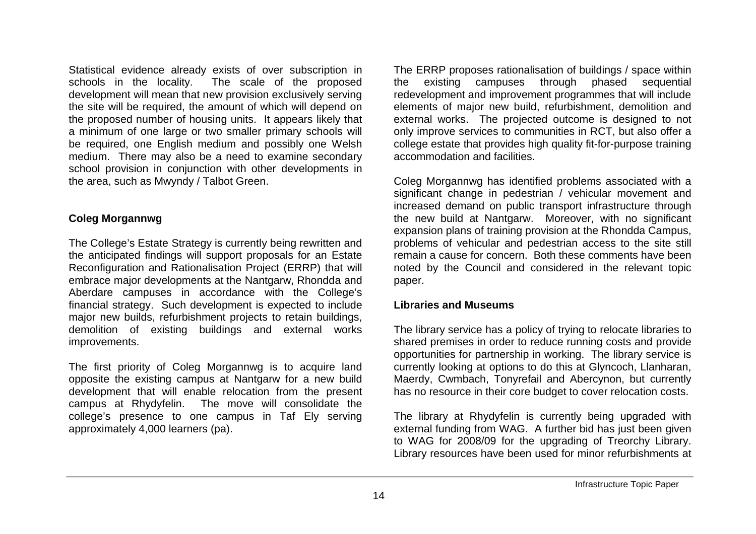Statistical evidence already exists of over subscription in schools in the locality. The scale of the proposed development will mean that new provision exclusively serving the site will be required, the amount of which will depend on the proposed number of housing units. It appears likely that a minimum of one large or two smaller primary schools will be required, one English medium and possibly one Welsh medium. There may also be a need to examine secondary school provision in conjunction with other developments in the area, such as Mwyndy / Talbot Green.

**Coleg Morgannwg**

The College's Estate Strategy is currently being rewritten and the anticipated findings will support proposals for an Estate Reconfiguration and Rationalisation Project (ERRP) that will embrace major developments at the Nantgarw, Rhondda and Aberdare campuses in accordance with the College's financial strategy. Such development is expected to include major new builds, refurbishment projects to retain buildings, demolition of existing buildings and external works improvements.

The first priority of Coleg Morgannwg is to acquire land opposite the existing campus at Nantgarw for a new build development that will enable relocation from the present campus at Rhydyfelin. The move will consolidate the college's presence to one campus in Taf Ely serving approximately 4,000 learners (pa).

The ERRP proposes rationalisation of buildings / space within the existing campuses through phased sequential redevelopment and improvement programmes that will include elements of major new build, refurbishment, demolition and external works. The projected outcome is designed to not only improve services to communities in RCT, but also offer a college estate that provides high quality fit-for-purpose training accommodation and facilities.

Coleg Morgannwg has identified problems associated with a significant change in pedestrian / vehicular movement and increased demand on public transport infrastructure through the new build at Nantgarw. Moreover, with no significant expansion plans of training provision at the Rhondda Campus, problems of vehicular and pedestrian access to the site still remain a cause for concern. Both these comments have been noted by the Council and considered in the relevant topic paper.

**Libraries and Museums**

The library service has a policy of trying to relocate libraries to shared premises in order to reduce running costs and provide opportunities for partnership in working. The library service is currently looking at options to do this at Glyncoch, Llanharan, Maerdy, Cwmbach, Tonyrefail and Abercynon, but currently has no resource in their core budget to cover relocation costs.

The library at Rhydyfelin is currently being upgraded with external funding from WAG. A further bid has just been given to WAG for 2008/09 for the upgrading of Treorchy Library. Library resources have been used for minor refurbishments at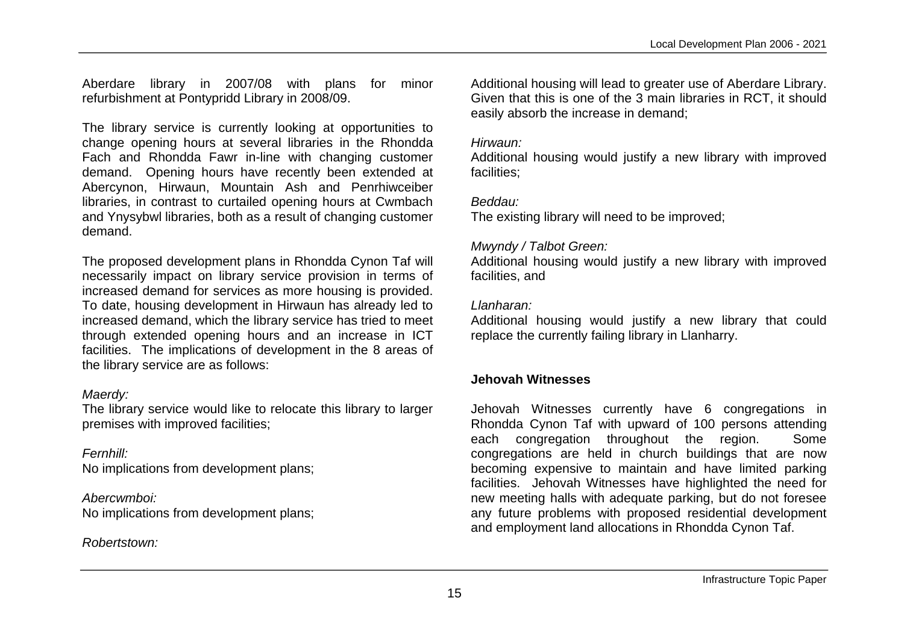Aberdare library in 2007/08 with plans for minor refurbishment at Pontypridd Library in 2008/09.

The library service is currently looking at opportunities to change opening hours at several libraries in the Rhondda Fach and Rhondda Fawr in-line with changing customer demand. Opening hours have recently been extended at Abercynon, Hirwaun, Mountain Ash and Penrhiwceiber libraries, in contrast to curtailed opening hours at Cwmbach and Ynysybwl libraries, both as a result of changing customer demand.

The proposed development plans in Rhondda Cynon Taf will necessarily impact on library service provision in terms of increased demand for services as more housing is provided. To date, housing development in Hirwaun has already led to increased demand, which the library service has tried to meet through extended opening hours and an increase in ICT facilities. The implications of development in the 8 areas of the library service are as follows:

*Maerdy:*
The library service would like to relocate this library to larger premises with improved facilities;

*Fernhill:*
No implications from development plans;

*Abercwmboi:*
No implications from development plans;

*Robertstown:*
Additional housing will lead to greater use of Aberdare Library. Given that this is one of the 3 main libraries in RCT, it should easily absorb the increase in demand;

*Hirwaun:*
Additional housing would justify a new library with improved facilities;

*Beddau:*
The existing library will need to be improved;

*Mwyndy / Talbot Green:*
Additional housing would justify a new library with improved facilities, and

*Llanharan:*
Additional housing would justify a new library that could replace the currently failing library in Llanharry.

**Jehovah Witnesses**

Jehovah Witnesses currently have 6 congregations in Rhondda Cynon Taf with upward of 100 persons attending each congregation throughout the region. Some congregations are held in church buildings that are now becoming expensive to maintain and have limited parking facilities. Jehovah Witnesses have highlighted the need for new meeting halls with adequate parking, but do not foresee any future problems with proposed residential development and employment land allocations in Rhondda Cynon Taf.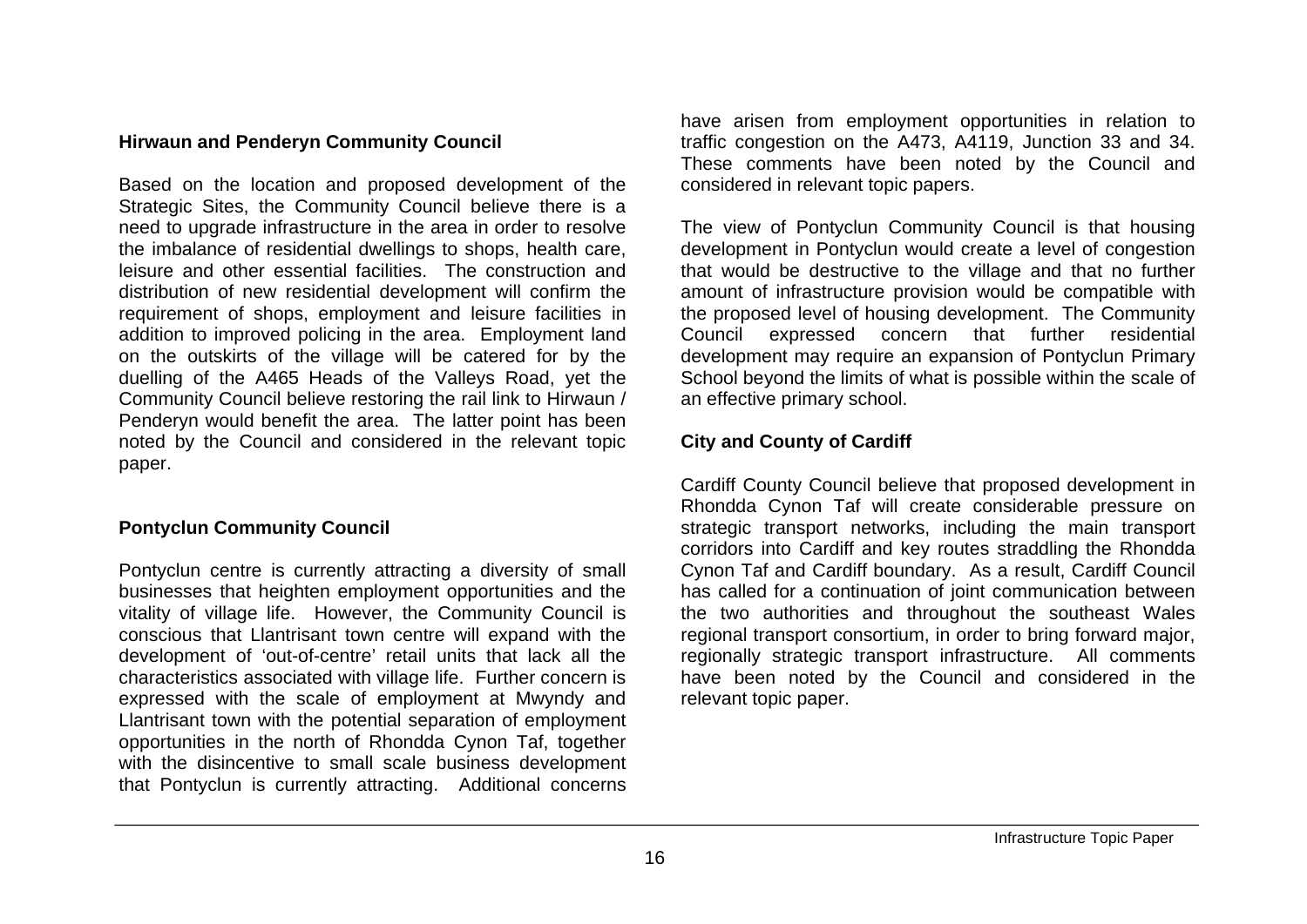**Hirwaun and Penderyn Community Council**

Based on the location and proposed development of the Strategic Sites, the Community Council believe there is a need to upgrade infrastructure in the area in order to resolve the imbalance of residential dwellings to shops, health care, leisure and other essential facilities. The construction and distribution of new residential development will confirm the requirement of shops, employment and leisure facilities in addition to improved policing in the area. Employment land on the outskirts of the village will be catered for by the duelling of the A465 Heads of the Valleys Road, yet the Community Council believe restoring the rail link to Hirwaun / Penderyn would benefit the area. The latter point has been noted by the Council and considered in the relevant topic paper.

**Pontyclun Community Council**

Pontyclun centre is currently attracting a diversity of small businesses that heighten employment opportunities and the vitality of village life. However, the Community Council is conscious that Llantrisant town centre will expand with the development of 'out-of-centre' retail units that lack all the characteristics associated with village life. Further concern is expressed with the scale of employment at Mwyndy and Llantrisant town with the potential separation of employment opportunities in the north of Rhondda Cynon Taf, together with the disincentive to small scale business development that Pontyclun is currently attracting. Additional concerns have arisen from employment opportunities in relation to traffic congestion on the A473, A4119, Junction 33 and 34. These comments have been noted by the Council and considered in relevant topic papers.

The view of Pontyclun Community Council is that housing development in Pontyclun would create a level of congestion that would be destructive to the village and that no further amount of infrastructure provision would be compatible with the proposed level of housing development. The Community Council expressed concern that further residential development may require an expansion of Pontyclun Primary School beyond the limits of what is possible within the scale of an effective primary school.

**City and County of Cardiff**

Cardiff County Council believe that proposed development in Rhondda Cynon Taf will create considerable pressure on strategic transport networks, including the main transport corridors into Cardiff and key routes straddling the Rhondda Cynon Taf and Cardiff boundary. As a result, Cardiff Council has called for a continuation of joint communication between the two authorities and throughout the southeast Wales regional transport consortium, in order to bring forward major, regionally strategic transport infrastructure. All comments have been noted by the Council and considered in the relevant topic paper.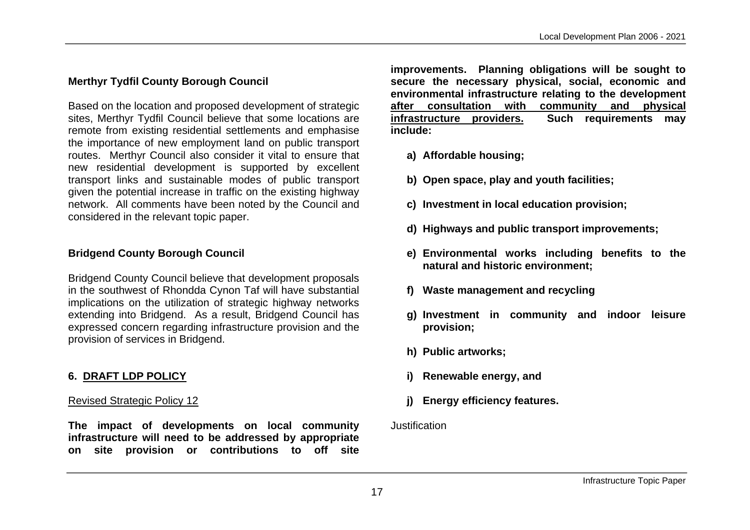**Merthyr Tydfil County Borough Council**

Based on the location and proposed development of strategic sites, Merthyr Tydfil Council believe that some locations are remote from existing residential settlements and emphasise the importance of new employment land on public transport routes. Merthyr Council also consider it vital to ensure that new residential development is supported by excellent transport links and sustainable modes of public transport given the potential increase in traffic on the existing highway network. All comments have been noted by the Council and considered in the relevant topic paper.

**Bridgend County Borough Council**

Bridgend County Council believe that development proposals in the southwest of Rhondda Cynon Taf will have substantial implications on the utilization of strategic highway networks extending into Bridgend. As a result, Bridgend Council has expressed concern regarding infrastructure provision and the provision of services in Bridgend.

## 6. DRAFT LDP POLICY

Revised Strategic Policy 12

**The impact of developments on local community infrastructure will need to be addressed by appropriate on site provision or contributions to off site improvements. Planning obligations will be sought to secure the necessary physical, social, economic and environmental infrastructure relating to the development <u>after consultation with community and physical infrastructure providers.</u> Such requirements may include:**

- **a) Affordable housing;**
- **b) Open space, play and youth facilities;**
- **c) Investment in local education provision;**
- **d) Highways and public transport improvements;**
- **e) Environmental works including benefits to the natural and historic environment;**
- **f) Waste management and recycling**
- **g) Investment in community and indoor leisure provision;**
- **h) Public artworks;**
- **i) Renewable energy, and**
- **j) Energy efficiency features.**

Justification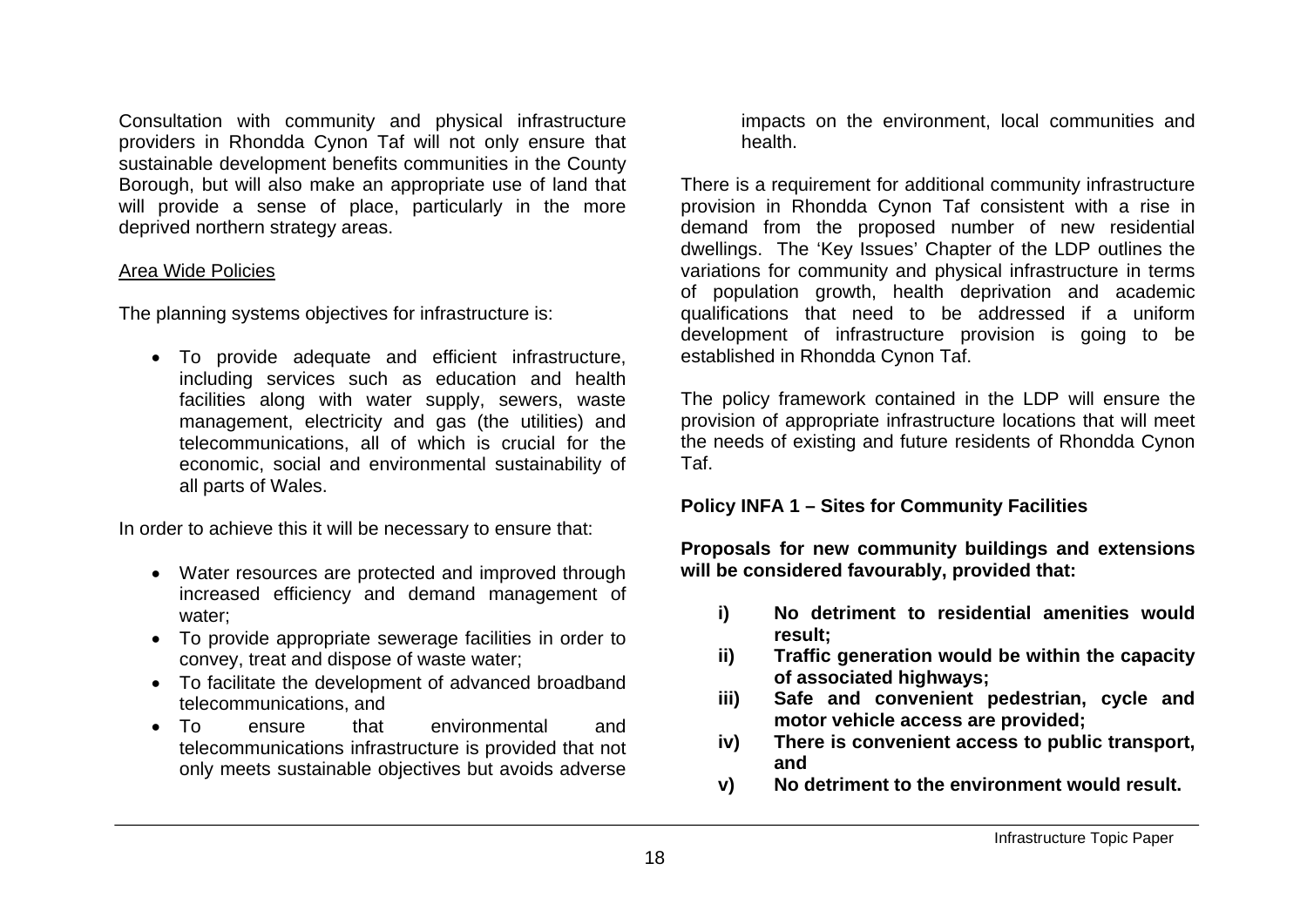Consultation with community and physical infrastructure providers in Rhondda Cynon Taf will not only ensure that sustainable development benefits communities in the County Borough, but will also make an appropriate use of land that will provide a sense of place, particularly in the more deprived northern strategy areas.

<u>Area Wide Policies</u>

The planning systems objectives for infrastructure is:

- To provide adequate and efficient infrastructure, including services such as education and health facilities along with water supply, sewers, waste management, electricity and gas (the utilities) and telecommunications, all of which is crucial for the economic, social and environmental sustainability of all parts of Wales.

In order to achieve this it will be necessary to ensure that:

- Water resources are protected and improved through increased efficiency and demand management of water;
- To provide appropriate sewerage facilities in order to convey, treat and dispose of waste water;
- To facilitate the development of advanced broadband telecommunications, and
- To ensure that environmental and telecommunications infrastructure is provided that not only meets sustainable objectives but avoids adverse impacts on the environment, local communities and health.

There is a requirement for additional community infrastructure provision in Rhondda Cynon Taf consistent with a rise in demand from the proposed number of new residential dwellings. The 'Key Issues' Chapter of the LDP outlines the variations for community and physical infrastructure in terms of population growth, health deprivation and academic qualifications that need to be addressed if a uniform development of infrastructure provision is going to be established in Rhondda Cynon Taf.

The policy framework contained in the LDP will ensure the provision of appropriate infrastructure locations that will meet the needs of existing and future residents of Rhondda Cynon Taf.

**Policy INFA 1 – Sites for Community Facilities**

**Proposals for new community buildings and extensions will be considered favourably, provided that:**

**i) No detriment to residential amenities would result;**
**ii) Traffic generation would be within the capacity of associated highways;**
**iii) Safe and convenient pedestrian, cycle and motor vehicle access are provided;**
**iv) There is convenient access to public transport, and**
**v) No detriment to the environment would result.**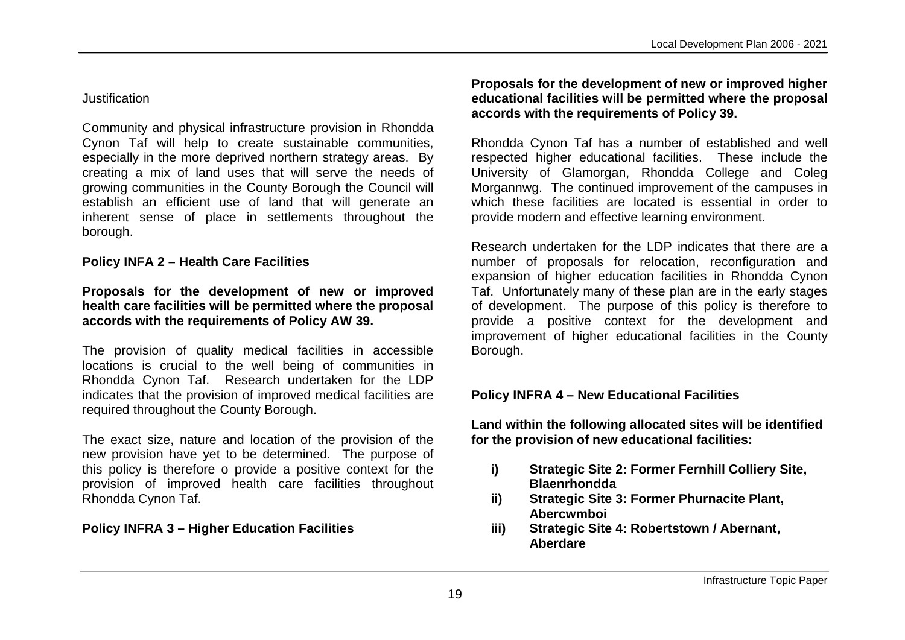Justification

Community and physical infrastructure provision in Rhondda Cynon Taf will help to create sustainable communities, especially in the more deprived northern strategy areas. By creating a mix of land uses that will serve the needs of growing communities in the County Borough the Council will establish an efficient use of land that will generate an inherent sense of place in settlements throughout the borough.

**Policy INFA 2 – Health Care Facilities**

**Proposals for the development of new or improved health care facilities will be permitted where the proposal accords with the requirements of Policy AW 39.**

The provision of quality medical facilities in accessible locations is crucial to the well being of communities in Rhondda Cynon Taf. Research undertaken for the LDP indicates that the provision of improved medical facilities are required throughout the County Borough.

The exact size, nature and location of the provision of the new provision have yet to be determined. The purpose of this policy is therefore o provide a positive context for the provision of improved health care facilities throughout Rhondda Cynon Taf.

**Policy INFRA 3 – Higher Education Facilities**

**Proposals for the development of new or improved higher educational facilities will be permitted where the proposal accords with the requirements of Policy 39.**

Rhondda Cynon Taf has a number of established and well respected higher educational facilities. These include the University of Glamorgan, Rhondda College and Coleg Morgannwg. The continued improvement of the campuses in which these facilities are located is essential in order to provide modern and effective learning environment.

Research undertaken for the LDP indicates that there are a number of proposals for relocation, reconfiguration and expansion of higher education facilities in Rhondda Cynon Taf. Unfortunately many of these plan are in the early stages of development. The purpose of this policy is therefore to provide a positive context for the development and improvement of higher educational facilities in the County Borough.

**Policy INFRA 4 – New Educational Facilities**

**Land within the following allocated sites will be identified for the provision of new educational facilities:**

- **i) Strategic Site 2: Former Fernhill Colliery Site, Blaenrhondda**
- **ii) Strategic Site 3: Former Phurnacite Plant, Abercwmboi**
- **iii) Strategic Site 4: Robertstown / Abernant, Aberdare**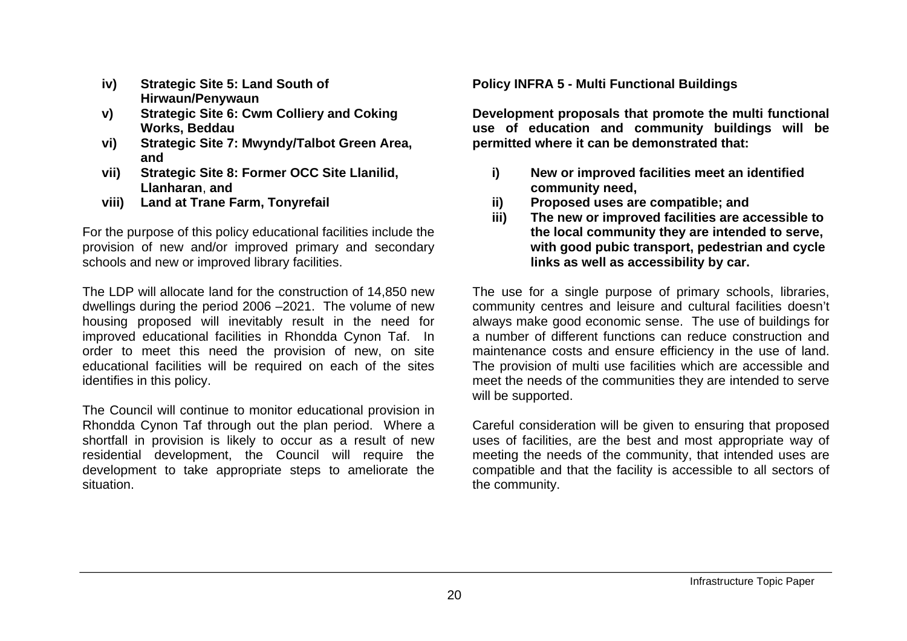- **iv) Strategic Site 5: Land South of Hirwaun/Penywaun**
- **v) Strategic Site 6: Cwm Colliery and Coking Works, Beddau**
- **vi) Strategic Site 7: Mwyndy/Talbot Green Area, and**
- **vii) Strategic Site 8: Former OCC Site Llanilid, Llanharan, and**
- **viii) Land at Trane Farm, Tonyrefail**

For the purpose of this policy educational facilities include the provision of new and/or improved primary and secondary schools and new or improved library facilities.

The LDP will allocate land for the construction of 14,850 new dwellings during the period 2006 –2021. The volume of new housing proposed will inevitably result in the need for improved educational facilities in Rhondda Cynon Taf. In order to meet this need the provision of new, on site educational facilities will be required on each of the sites identifies in this policy.

The Council will continue to monitor educational provision in Rhondda Cynon Taf through out the plan period. Where a shortfall in provision is likely to occur as a result of new residential development, the Council will require the development to take appropriate steps to ameliorate the situation.

**Policy INFRA 5 - Multi Functional Buildings**

**Development proposals that promote the multi functional use of education and community buildings will be permitted where it can be demonstrated that:**

- **i) New or improved facilities meet an identified community need,**
- **ii) Proposed uses are compatible; and**
- **iii) The new or improved facilities are accessible to the local community they are intended to serve, with good pubic transport, pedestrian and cycle links as well as accessibility by car.**

The use for a single purpose of primary schools, libraries, community centres and leisure and cultural facilities doesn't always make good economic sense. The use of buildings for a number of different functions can reduce construction and maintenance costs and ensure efficiency in the use of land. The provision of multi use facilities which are accessible and meet the needs of the communities they are intended to serve will be supported.

Careful consideration will be given to ensuring that proposed uses of facilities, are the best and most appropriate way of meeting the needs of the community, that intended uses are compatible and that the facility is accessible to all sectors of the community.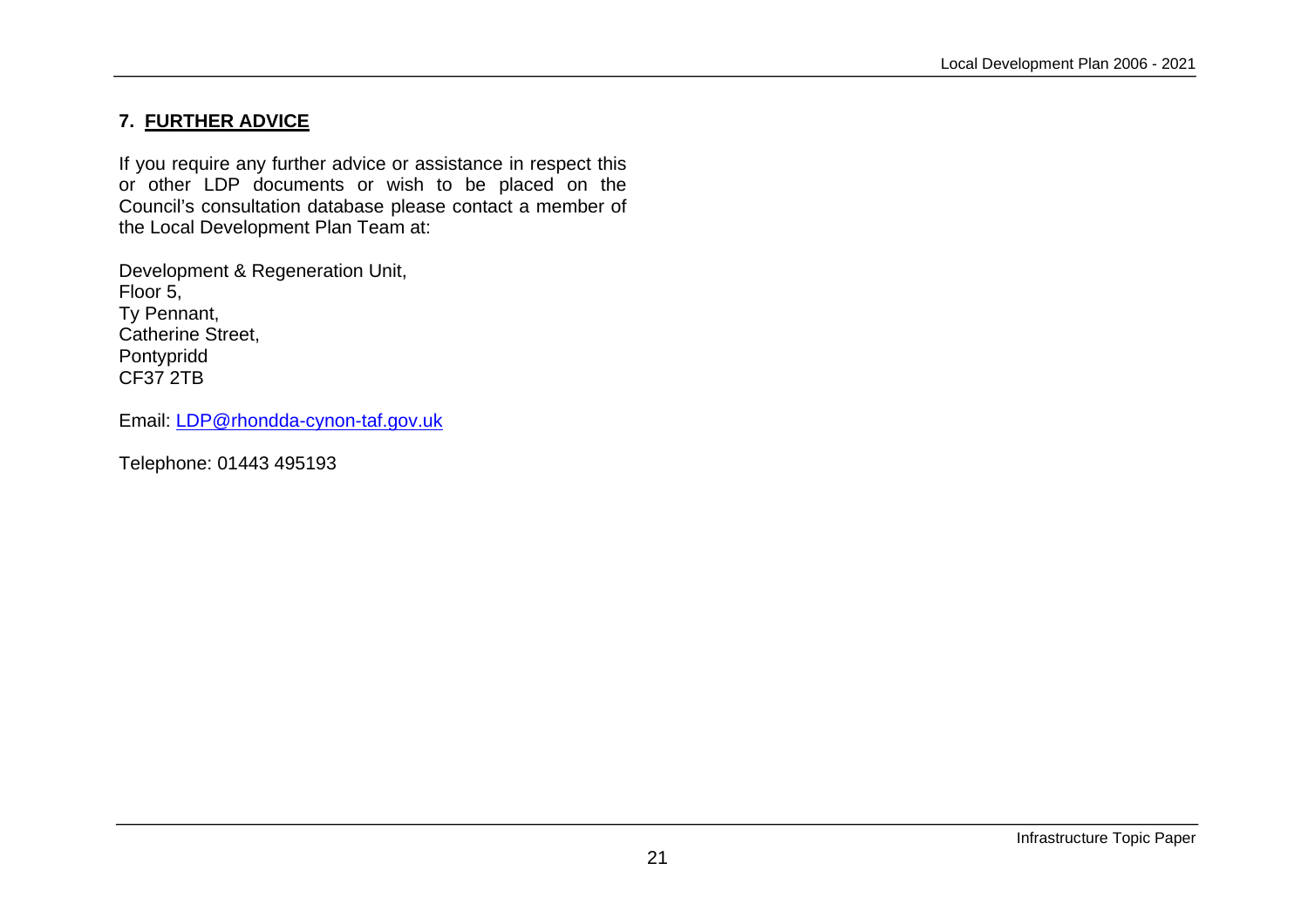## 7. **FURTHER ADVICE**

If you require any further advice or assistance in respect this or other LDP documents or wish to be placed on the Council's consultation database please contact a member of the Local Development Plan Team at:

Development & Regeneration Unit,
Floor 5,
Ty Pennant,
Catherine Street,
Pontypridd
CF37 2TB

Email: LDP@rhondda-cynon-taf.gov.uk

Telephone: 01443 495193